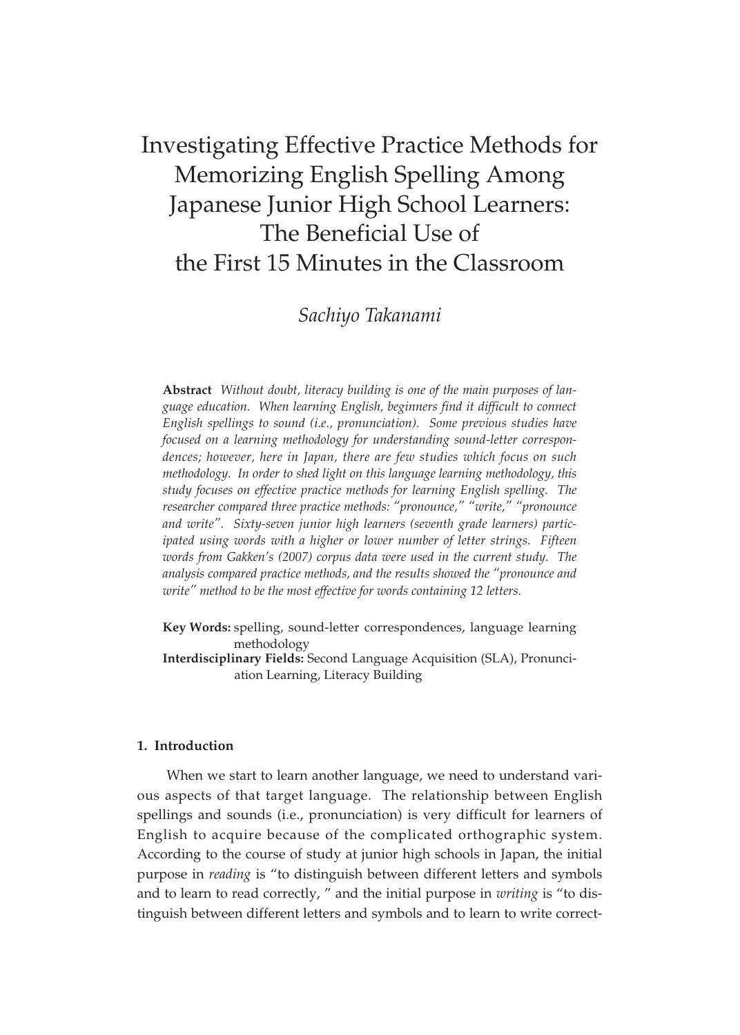# Investigating Effective Practice Methods for Memorizing English Spelling Among Japanese Junior High School Learners: The Beneficial Use of the First 15 Minutes in the Classroom

*Sachiyo Takanami*

**Abstract** *Without doubt, literacy building is one of the main purposes of language education. When learning English, beginners find it difficult to connect English spellings to sound (i.e., pronunciation). Some previous studies have focused on a learning methodology for understanding sound-letter correspondences; however, here in Japan, there are few studies which focus on such methodology. In order to shed light on this language learning methodology, this study focuses on effective practice methods for learning English spelling. The researcher compared three practice methods: "pronounce," "write," "pronounce and write". Sixty-seven junior high learners (seventh grade learners) participated using words with a higher or lower number of letter strings. Fifteen words from Gakken's (2007) corpus data were used in the current study. The analysis compared practice methods, and the results showed the "pronounce and write" method to be the most effective for words containing 12 letters.*

**Key Words:** spelling, sound-letter correspondences, language learning methodology

**Interdisciplinary Fields:** Second Language Acquisition (SLA), Pronunciation Learning, Literacy Building

## 1. Introduction

When we start to learn another language, we need to understand various aspects of that target language. The relationship between English spellings and sounds (i.e., pronunciation) is very difficult for learners of English to acquire because of the complicated orthographic system. According to the course of study at junior high schools in Japan, the initial purpose in *reading* is "to distinguish between different letters and symbols and to learn to read correctly, " and the initial purpose in *writing* is "to distinguish between different letters and symbols and to learn to write correct-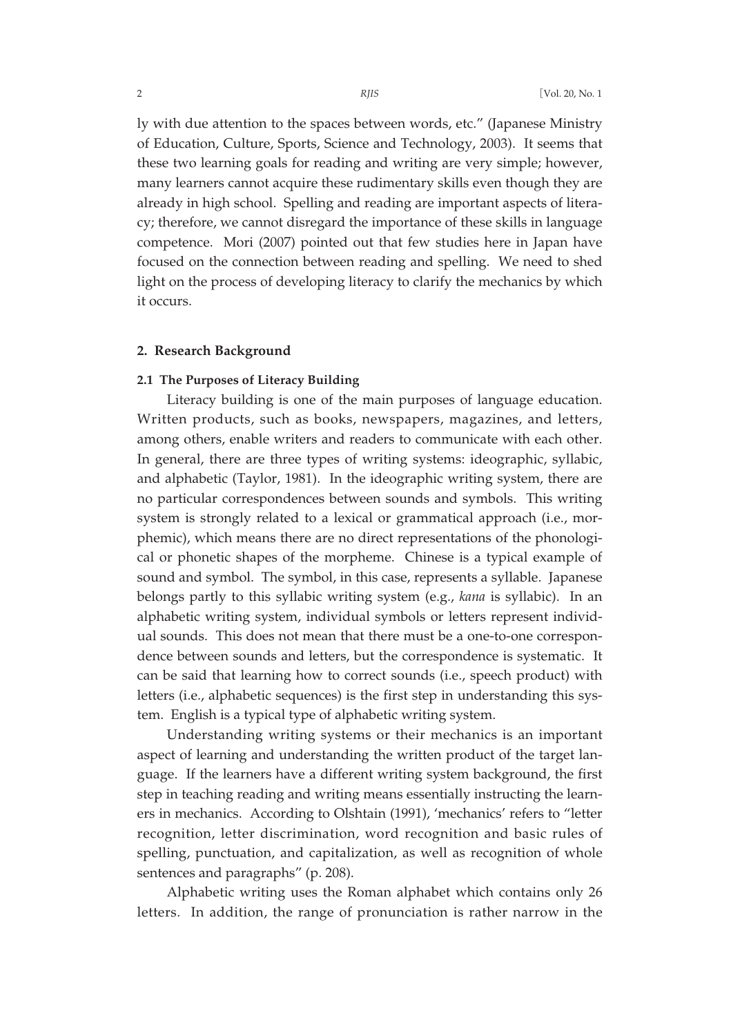ly with due attention to the spaces between words, etc." (Japanese Ministry of Education, Culture, Sports, Science and Technology, 2003). It seems that these two learning goals for reading and writing are very simple; however, many learners cannot acquire these rudimentary skills even though they are already in high school. Spelling and reading are important aspects of literacy; therefore, we cannot disregard the importance of these skills in language competence. Mori (2007) pointed out that few studies here in Japan have focused on the connection between reading and spelling. We need to shed light on the process of developing literacy to clarify the mechanics by which it occurs.

## 2. Research Background

### 2.1 The Purposes of Literacy Building

Literacy building is one of the main purposes of language education. Written products, such as books, newspapers, magazines, and letters, among others, enable writers and readers to communicate with each other. In general, there are three types of writing systems: ideographic, syllabic, and alphabetic (Taylor, 1981). In the ideographic writing system, there are no particular correspondences between sounds and symbols. This writing system is strongly related to a lexical or grammatical approach (i.e., morphemic), which means there are no direct representations of the phonological or phonetic shapes of the morpheme. Chinese is a typical example of sound and symbol. The symbol, in this case, represents a syllable. Japanese belongs partly to this syllabic writing system (e.g., *kana* is syllabic). In an alphabetic writing system, individual symbols or letters represent individual sounds. This does not mean that there must be a one-to-one correspondence between sounds and letters, but the correspondence is systematic. It can be said that learning how to correct sounds (i.e., speech product) with letters (i.e., alphabetic sequences) is the first step in understanding this system. English is a typical type of alphabetic writing system.

Understanding writing systems or their mechanics is an important aspect of learning and understanding the written product of the target language. If the learners have a different writing system background, the first step in teaching reading and writing means essentially instructing the learners in mechanics. According to Olshtain (1991), 'mechanics' refers to "letter recognition, letter discrimination, word recognition and basic rules of spelling, punctuation, and capitalization, as well as recognition of whole sentences and paragraphs" (p. 208).

Alphabetic writing uses the Roman alphabet which contains only 26 letters. In addition, the range of pronunciation is rather narrow in the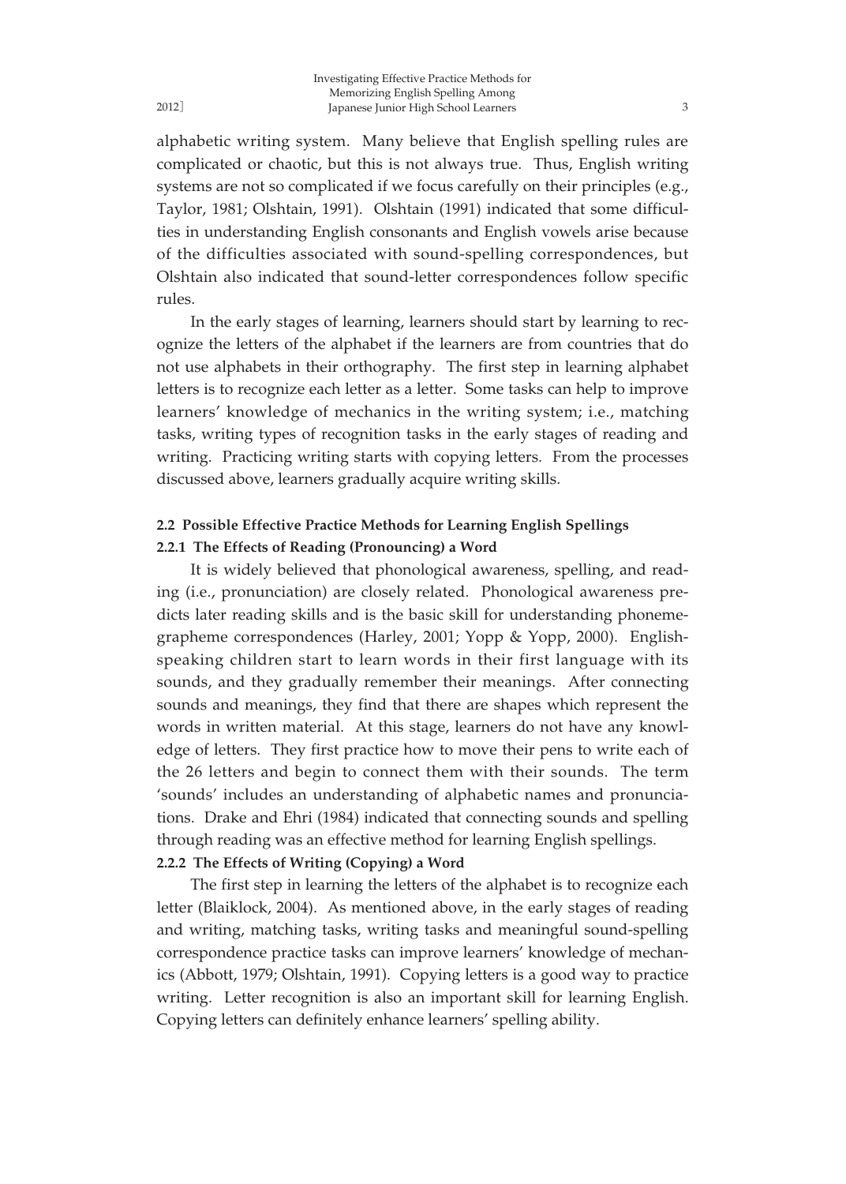alphabetic writing system. Many believe that English spelling rules are complicated or chaotic, but this is not always true. Thus, English writing systems are not so complicated if we focus carefully on their principles (e.g., Taylor, 1981; Olshtain, 1991). Olshtain (1991) indicated that some difficulties in understanding English consonants and English vowels arise because of the difficulties associated with sound-spelling correspondences, but Olshtain also indicated that sound-letter correspondences follow specific rules.

In the early stages of learning, learners should start by learning to recognize the letters of the alphabet if the learners are from countries that do not use alphabets in their orthography. The first step in learning alphabet letters is to recognize each letter as a letter. Some tasks can help to improve learners' knowledge of mechanics in the writing system; i.e., matching tasks, writing types of recognition tasks in the early stages of reading and writing. Practicing writing starts with copying letters. From the processes discussed above, learners gradually acquire writing skills.

### 2.2 Possible Effective Practice Methods for Learning English Spellings

#### 2.2.1 The Effects of Reading (Pronouncing) a Word

It is widely believed that phonological awareness, spelling, and reading (i.e., pronunciation) are closely related. Phonological awareness predicts later reading skills and is the basic skill for understanding phoneme-grapheme correspondences (Harley, 2001; Yopp & Yopp, 2000). English-speaking children start to learn words in their first language with its sounds, and they gradually remember their meanings. After connecting sounds and meanings, they find that there are shapes which represent the words in written material. At this stage, learners do not have any knowledge of letters. They first practice how to move their pens to write each of the 26 letters and begin to connect them with their sounds. The term 'sounds' includes an understanding of alphabetic names and pronunciations. Drake and Ehri (1984) indicated that connecting sounds and spelling through reading was an effective method for learning English spellings.

#### 2.2.2 The Effects of Writing (Copying) a Word

The first step in learning the letters of the alphabet is to recognize each letter (Blaiklock, 2004). As mentioned above, in the early stages of reading and writing, matching tasks, writing tasks and meaningful sound-spelling correspondence practice tasks can improve learners' knowledge of mechanics (Abbott, 1979; Olshtain, 1991). Copying letters is a good way to practice writing. Letter recognition is also an important skill for learning English. Copying letters can definitely enhance learners' spelling ability.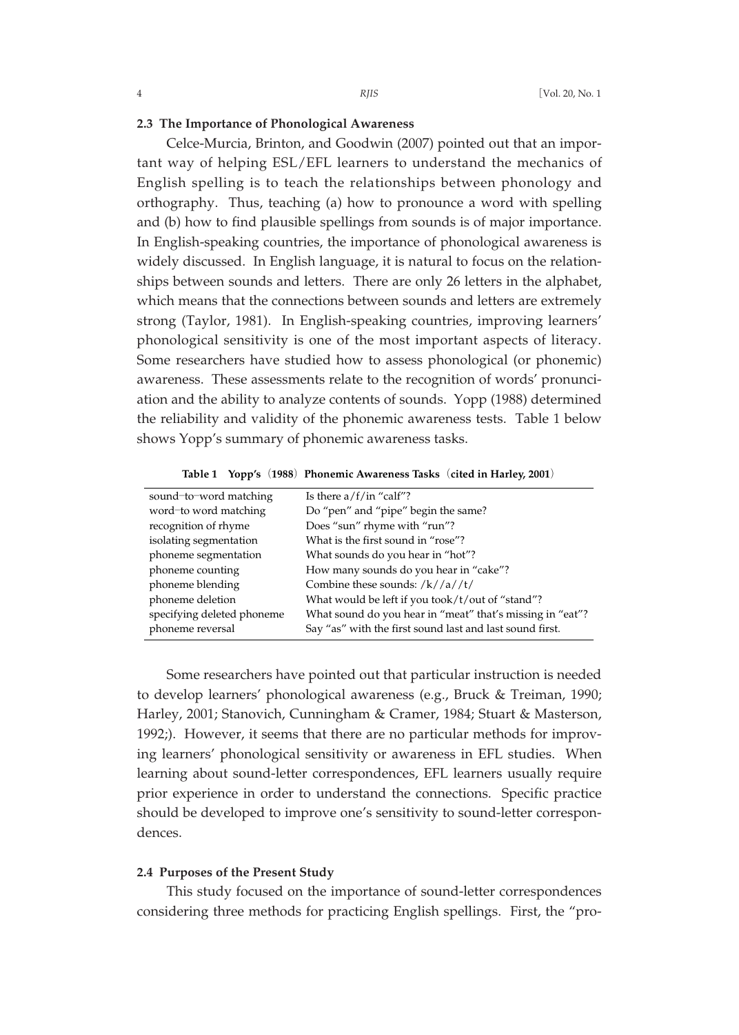### 2.3 The Importance of Phonological Awareness

Celce-Murcia, Brinton, and Goodwin (2007) pointed out that an important way of helping ESL/EFL learners to understand the mechanics of English spelling is to teach the relationships between phonology and orthography. Thus, teaching (a) how to pronounce a word with spelling and (b) how to find plausible spellings from sounds is of major importance. In English-speaking countries, the importance of phonological awareness is widely discussed. In English language, it is natural to focus on the relationships between sounds and letters. There are only 26 letters in the alphabet, which means that the connections between sounds and letters are extremely strong (Taylor, 1981). In English-speaking countries, improving learners' phonological sensitivity is one of the most important aspects of literacy. Some researchers have studied how to assess phonological (or phonemic) awareness. These assessments relate to the recognition of words' pronunciation and the ability to analyze contents of sounds. Yopp (1988) determined the reliability and validity of the phonemic awareness tests. Table 1 below shows Yopp's summary of phonemic awareness tasks.

**Table 1 Yopp's (1988) Phonemic Awareness Tasks (cited in Harley, 2001)**

| | |
|---|---|
| sound–to–word matching | Is there a/f/in "calf"? |
| word–to word matching | Do "pen" and "pipe" begin the same? |
| recognition of rhyme | Does "sun" rhyme with "run"? |
| isolating segmentation | What is the first sound in "rose"? |
| phoneme segmentation | What sounds do you hear in "hot"? |
| phoneme counting | How many sounds do you hear in "cake"? |
| phoneme blending | Combine these sounds: /k//a//t/ |
| phoneme deletion | What would be left if you took/t/out of "stand"? |
| specifying deleted phoneme | What sound do you hear in "meat" that's missing in "eat"? |
| phoneme reversal | Say "as" with the first sound last and last sound first. |

Some researchers have pointed out that particular instruction is needed to develop learners' phonological awareness (e.g., Bruck & Treiman, 1990; Harley, 2001; Stanovich, Cunningham & Cramer, 1984; Stuart & Masterson, 1992;). However, it seems that there are no particular methods for improving learners' phonological sensitivity or awareness in EFL studies. When learning about sound-letter correspondences, EFL learners usually require prior experience in order to understand the connections. Specific practice should be developed to improve one's sensitivity to sound-letter correspondences.

### 2.4 Purposes of the Present Study

This study focused on the importance of sound-letter correspondences considering three methods for practicing English spellings. First, the "pro-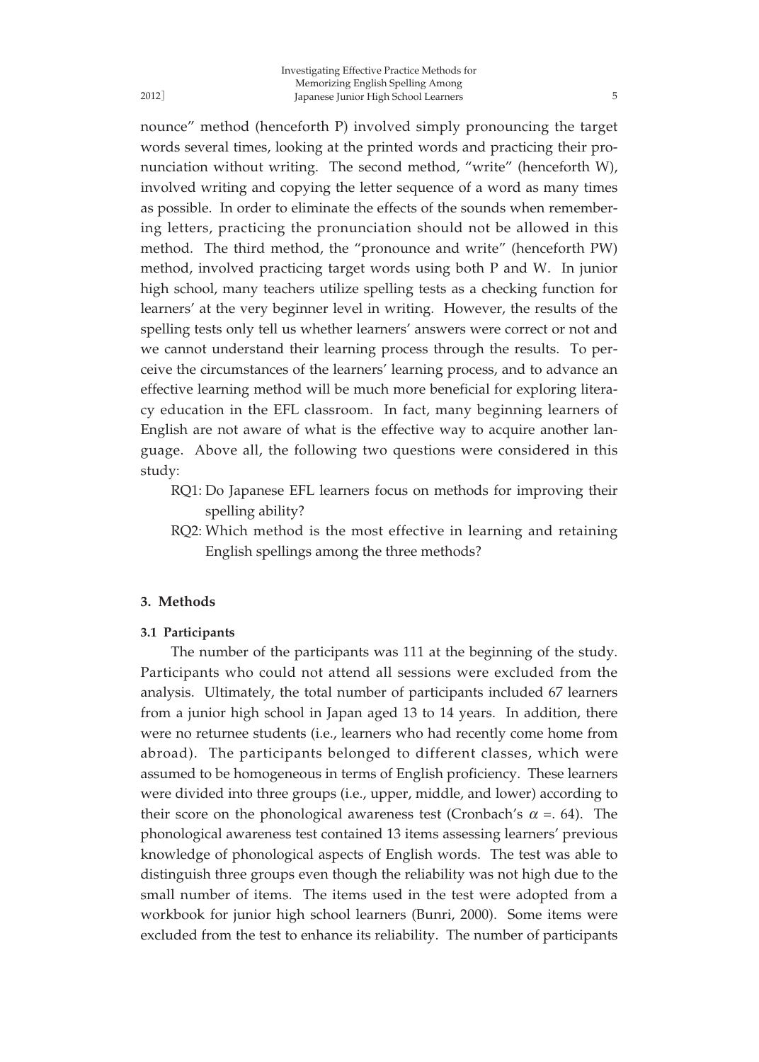nounce" method (henceforth P) involved simply pronouncing the target words several times, looking at the printed words and practicing their pronunciation without writing. The second method, "write" (henceforth W), involved writing and copying the letter sequence of a word as many times as possible. In order to eliminate the effects of the sounds when remembering letters, practicing the pronunciation should not be allowed in this method. The third method, the "pronounce and write" (henceforth PW) method, involved practicing target words using both P and W. In junior high school, many teachers utilize spelling tests as a checking function for learners' at the very beginner level in writing. However, the results of the spelling tests only tell us whether learners' answers were correct or not and we cannot understand their learning process through the results. To perceive the circumstances of the learners' learning process, and to advance an effective learning method will be much more beneficial for exploring literacy education in the EFL classroom. In fact, many beginning learners of English are not aware of what is the effective way to acquire another language. Above all, the following two questions were considered in this study:

RQ1: Do Japanese EFL learners focus on methods for improving their spelling ability?

RQ2: Which method is the most effective in learning and retaining English spellings among the three methods?

## 3. Methods

### 3.1 Participants

The number of the participants was 111 at the beginning of the study. Participants who could not attend all sessions were excluded from the analysis. Ultimately, the total number of participants included 67 learners from a junior high school in Japan aged 13 to 14 years. In addition, there were no returnee students (i.e., learners who had recently come home from abroad). The participants belonged to different classes, which were assumed to be homogeneous in terms of English proficiency. These learners were divided into three groups (i.e., upper, middle, and lower) according to their score on the phonological awareness test (Cronbach's $\alpha$ =. 64). The phonological awareness test contained 13 items assessing learners' previous knowledge of phonological aspects of English words. The test was able to distinguish three groups even though the reliability was not high due to the small number of items. The items used in the test were adopted from a workbook for junior high school learners (Bunri, 2000). Some items were excluded from the test to enhance its reliability. The number of participants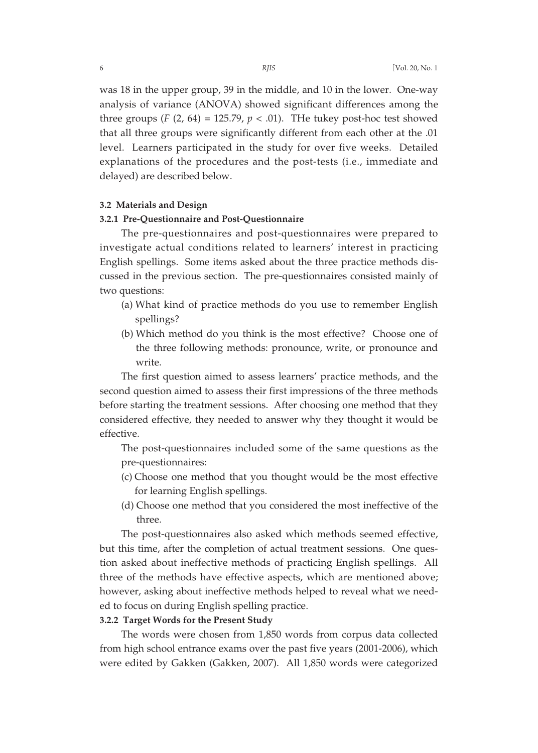was 18 in the upper group, 39 in the middle, and 10 in the lower. One-way analysis of variance (ANOVA) showed significant differences among the three groups ($F$ (2, 64) = 125.79, $p < .01$). THe tukey post-hoc test showed that all three groups were significantly different from each other at the .01 level. Learners participated in the study for over five weeks. Detailed explanations of the procedures and the post-tests (i.e., immediate and delayed) are described below.

### 3.2 Materials and Design

#### 3.2.1 Pre-Questionnaire and Post-Questionnaire

The pre-questionnaires and post-questionnaires were prepared to investigate actual conditions related to learners' interest in practicing English spellings. Some items asked about the three practice methods discussed in the previous section. The pre-questionnaires consisted mainly of two questions:

(a) What kind of practice methods do you use to remember English spellings?

(b) Which method do you think is the most effective? Choose one of the three following methods: pronounce, write, or pronounce and write.

The first question aimed to assess learners' practice methods, and the second question aimed to assess their first impressions of the three methods before starting the treatment sessions. After choosing one method that they considered effective, they needed to answer why they thought it would be effective.

The post-questionnaires included some of the same questions as the pre-questionnaires:

(c) Choose one method that you thought would be the most effective for learning English spellings.

(d) Choose one method that you considered the most ineffective of the three.

The post-questionnaires also asked which methods seemed effective, but this time, after the completion of actual treatment sessions. One question asked about ineffective methods of practicing English spellings. All three of the methods have effective aspects, which are mentioned above; however, asking about ineffective methods helped to reveal what we needed to focus on during English spelling practice.

#### 3.2.2 Target Words for the Present Study

The words were chosen from 1,850 words from corpus data collected from high school entrance exams over the past five years (2001-2006), which were edited by Gakken (Gakken, 2007). All 1,850 words were categorized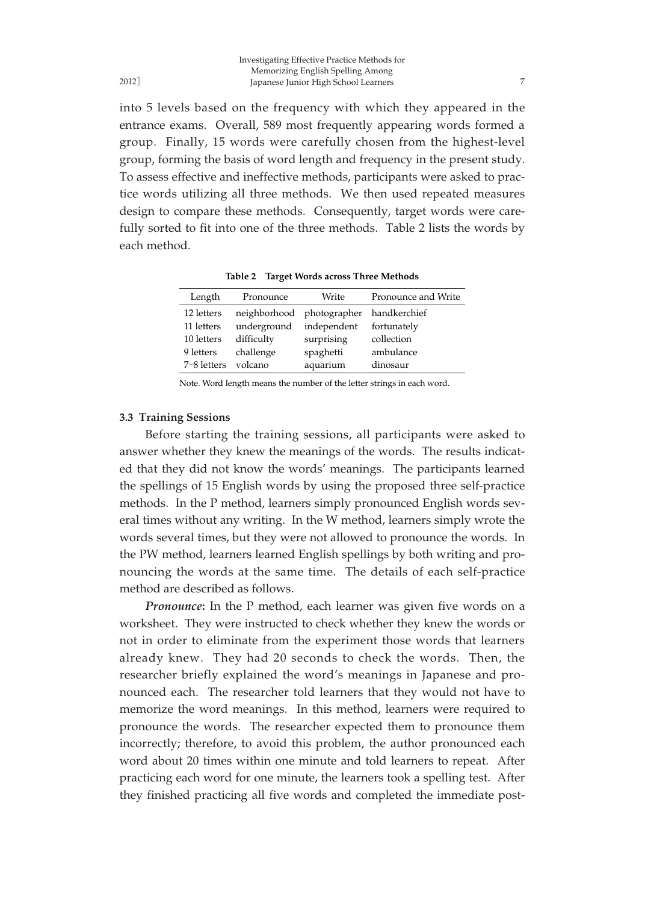into 5 levels based on the frequency with which they appeared in the entrance exams. Overall, 589 most frequently appearing words formed a group. Finally, 15 words were carefully chosen from the highest-level group, forming the basis of word length and frequency in the present study. To assess effective and ineffective methods, participants were asked to practice words utilizing all three methods. We then used repeated measures design to compare these methods. Consequently, target words were carefully sorted to fit into one of the three methods. Table 2 lists the words by each method.

**Table 2 Target Words across Three Methods**

| Length | Pronounce | Write | Pronounce and Write |
|---|---|---|---|
| 12 letters | neighborhood | photographer | handkerchief |
| 11 letters | underground | independent | fortunately |
| 10 letters | difficulty | surprising | collection |
| 9 letters | challenge | spaghetti | ambulance |
| 7–8 letters | volcano | aquarium | dinosaur |

Note. Word length means the number of the letter strings in each word.

### 3.3 Training Sessions

Before starting the training sessions, all participants were asked to answer whether they knew the meanings of the words. The results indicated that they did not know the words' meanings. The participants learned the spellings of 15 English words by using the proposed three self-practice methods. In the P method, learners simply pronounced English words several times without any writing. In the W method, learners simply wrote the words several times, but they were not allowed to pronounce the words. In the PW method, learners learned English spellings by both writing and pronouncing the words at the same time. The details of each self-practice method are described as follows.

***Pronounce*:** In the P method, each learner was given five words on a worksheet. They were instructed to check whether they knew the words or not in order to eliminate from the experiment those words that learners already knew. They had 20 seconds to check the words. Then, the researcher briefly explained the word's meanings in Japanese and pronounced each. The researcher told learners that they would not have to memorize the word meanings. In this method, learners were required to pronounce the words. The researcher expected them to pronounce them incorrectly; therefore, to avoid this problem, the author pronounced each word about 20 times within one minute and told learners to repeat. After practicing each word for one minute, the learners took a spelling test. After they finished practicing all five words and completed the immediate post-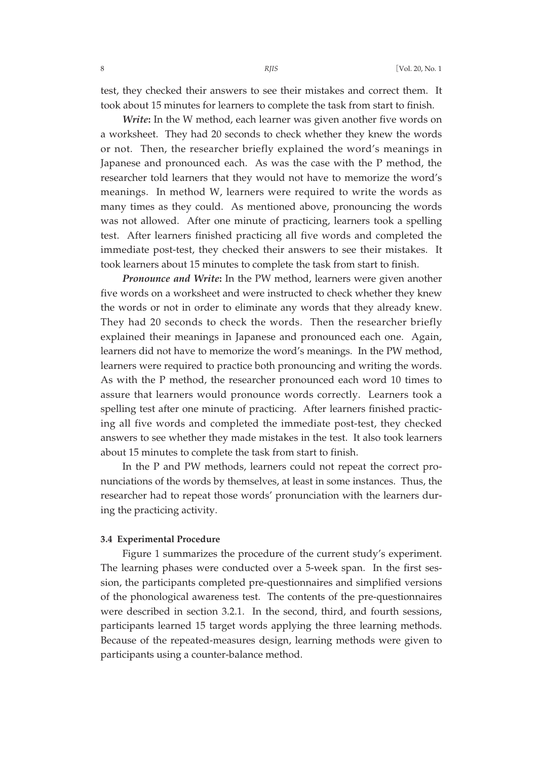test, they checked their answers to see their mistakes and correct them. It took about 15 minutes for learners to complete the task from start to finish.

***Write*:** In the W method, each learner was given another five words on a worksheet. They had 20 seconds to check whether they knew the words or not. Then, the researcher briefly explained the word's meanings in Japanese and pronounced each. As was the case with the P method, the researcher told learners that they would not have to memorize the word's meanings. In method W, learners were required to write the words as many times as they could. As mentioned above, pronouncing the words was not allowed. After one minute of practicing, learners took a spelling test. After learners finished practicing all five words and completed the immediate post-test, they checked their answers to see their mistakes. It took learners about 15 minutes to complete the task from start to finish.

***Pronounce and Write*:** In the PW method, learners were given another five words on a worksheet and were instructed to check whether they knew the words or not in order to eliminate any words that they already knew. They had 20 seconds to check the words. Then the researcher briefly explained their meanings in Japanese and pronounced each one. Again, learners did not have to memorize the word's meanings. In the PW method, learners were required to practice both pronouncing and writing the words. As with the P method, the researcher pronounced each word 10 times to assure that learners would pronounce words correctly. Learners took a spelling test after one minute of practicing. After learners finished practicing all five words and completed the immediate post-test, they checked answers to see whether they made mistakes in the test. It also took learners about 15 minutes to complete the task from start to finish.

In the P and PW methods, learners could not repeat the correct pronunciations of the words by themselves, at least in some instances. Thus, the researcher had to repeat those words' pronunciation with the learners during the practicing activity.

#### 3.4 Experimental Procedure

Figure 1 summarizes the procedure of the current study's experiment. The learning phases were conducted over a 5-week span. In the first session, the participants completed pre-questionnaires and simplified versions of the phonological awareness test. The contents of the pre-questionnaires were described in section 3.2.1. In the second, third, and fourth sessions, participants learned 15 target words applying the three learning methods. Because of the repeated-measures design, learning methods were given to participants using a counter-balance method.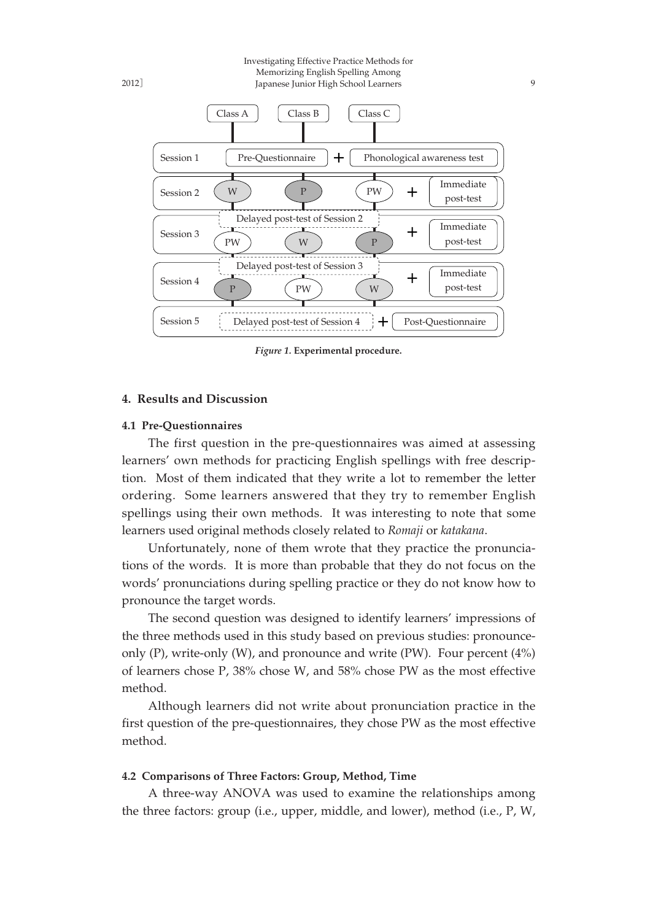| | Class A | Class B | Class C | |
|---|---|---|---|---|
| Session 1 | Pre-Questionnaire + Phonological awareness test | | | |
| Session 2 | W | P | PW | + Immediate post-test |
| Session 3 | Delayed post-test of Session 2 | | | |
| | PW | W | P | + Immediate post-test |
| Session 4 | Delayed post-test of Session 3 | | | |
| | P | PW | W | + Immediate post-test |
| Session 5 | Delayed post-test of Session 4 + Post-Questionnaire | | | |

***Figure 1.*** **Experimental procedure.**

## 4. Results and Discussion

### 4.1 Pre-Questionnaires

The first question in the pre-questionnaires was aimed at assessing learners' own methods for practicing English spellings with free description. Most of them indicated that they write a lot to remember the letter ordering. Some learners answered that they try to remember English spellings using their own methods. It was interesting to note that some learners used original methods closely related to *Romaji* or *katakana*.

Unfortunately, none of them wrote that they practice the pronunciations of the words. It is more than probable that they do not focus on the words' pronunciations during spelling practice or they do not know how to pronounce the target words.

The second question was designed to identify learners' impressions of the three methods used in this study based on previous studies: pronounce-only (P), write-only (W), and pronounce and write (PW). Four percent (4%) of learners chose P, 38% chose W, and 58% chose PW as the most effective method.

Although learners did not write about pronunciation practice in the first question of the pre-questionnaires, they chose PW as the most effective method.

### 4.2 Comparisons of Three Factors: Group, Method, Time

A three-way ANOVA was used to examine the relationships among the three factors: group (i.e., upper, middle, and lower), method (i.e., P, W,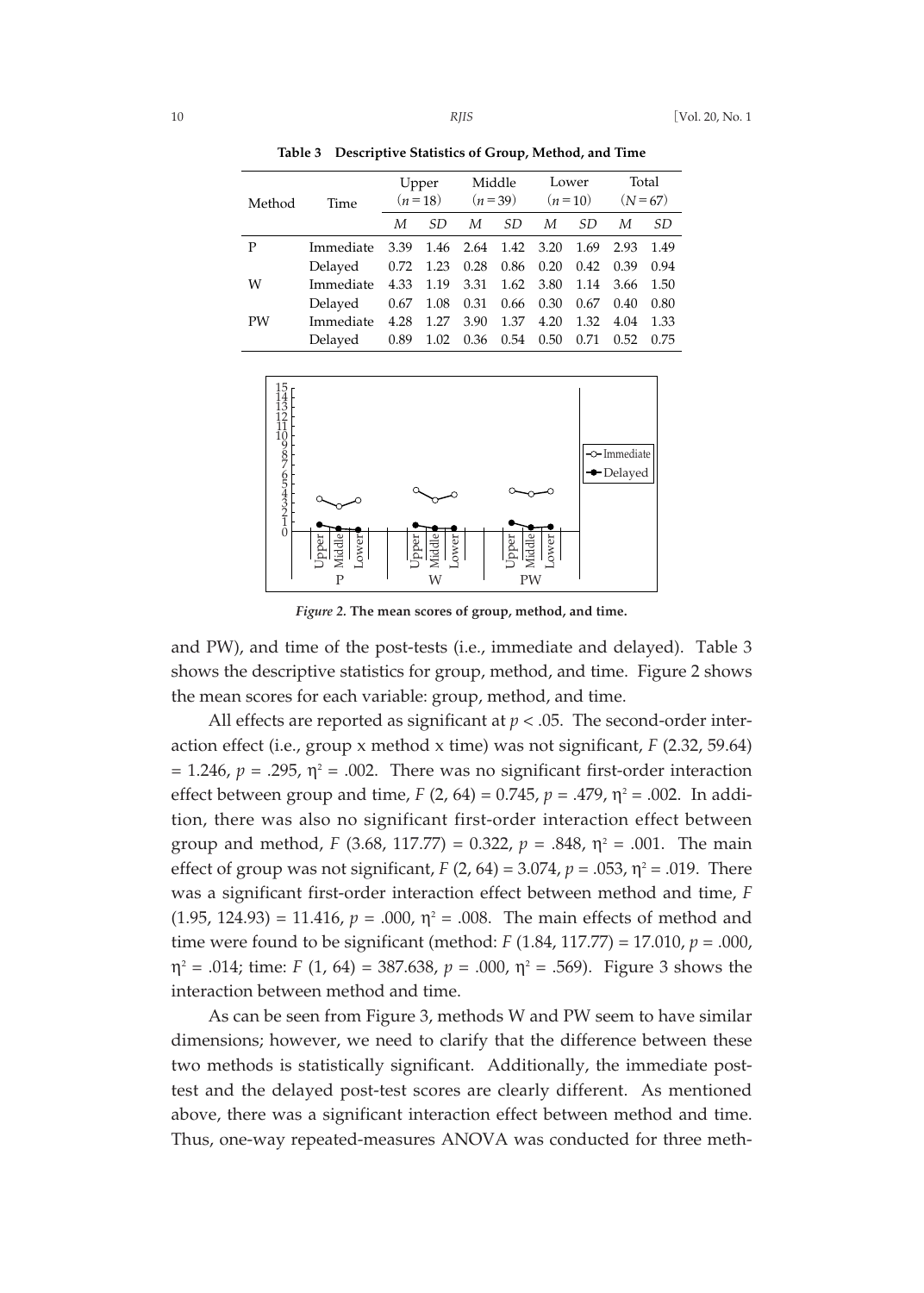**Table 3 Descriptive Statistics of Group, Method, and Time**

| Method | Time | Upper ($n$ = 18) | | Middle ($n$ = 39) | | Lower ($n$ = 10) | | Total ($N$ = 67) | |
|---|---|---|---|---|---|---|---|---|---|
| | | *M* | *SD* | *M* | *SD* | *M* | *SD* | *M* | *SD* |
| P | Immediate | 3.39 | 1.46 | 2.64 | 1.42 | 3.20 | 1.69 | 2.93 | 1.49 |
| | Delayed | 0.72 | 1.23 | 0.28 | 0.86 | 0.20 | 0.42 | 0.39 | 0.94 |
| W | Immediate | 4.33 | 1.19 | 3.31 | 1.62 | 3.80 | 1.14 | 3.66 | 1.50 |
| | Delayed | 0.67 | 1.08 | 0.31 | 0.66 | 0.30 | 0.67 | 0.40 | 0.80 |
| PW | Immediate | 4.28 | 1.27 | 3.90 | 1.37 | 4.20 | 1.32 | 4.04 | 1.33 |
| | Delayed | 0.89 | 1.02 | 0.36 | 0.54 | 0.50 | 0.71 | 0.52 | 0.75 |

*Figure 2.* **The mean scores of group, method, and time.**

and PW), and time of the post-tests (i.e., immediate and delayed). Table 3 shows the descriptive statistics for group, method, and time. Figure 2 shows the mean scores for each variable: group, method, and time.

All effects are reported as significant at $p < .05$. The second-order interaction effect (i.e., group x method x time) was not significant, $F$ (2.32, 59.64) = 1.246, $p$ = .295, $\eta^2$ = .002. There was no significant first-order interaction effect between group and time, $F$ (2, 64) = 0.745, $p$ = .479, $\eta^2$ = .002. In addition, there was also no significant first-order interaction effect between group and method, $F$ (3.68, 117.77) = 0.322, $p$ = .848, $\eta^2$ = .001. The main effect of group was not significant, $F$ (2, 64) = 3.074, $p$ = .053, $\eta^2$ = .019. There was a significant first-order interaction effect between method and time, $F$ (1.95, 124.93) = 11.416, $p$ = .000, $\eta^2$ = .008. The main effects of method and time were found to be significant (method: $F$ (1.84, 117.77) = 17.010, $p$ = .000, $\eta^2$ = .014; time: $F$ (1, 64) = 387.638, $p$ = .000, $\eta^2$ = .569). Figure 3 shows the interaction between method and time.

As can be seen from Figure 3, methods W and PW seem to have similar dimensions; however, we need to clarify that the difference between these two methods is statistically significant. Additionally, the immediate post-test and the delayed post-test scores are clearly different. As mentioned above, there was a significant interaction effect between method and time. Thus, one-way repeated-measures ANOVA was conducted for three meth-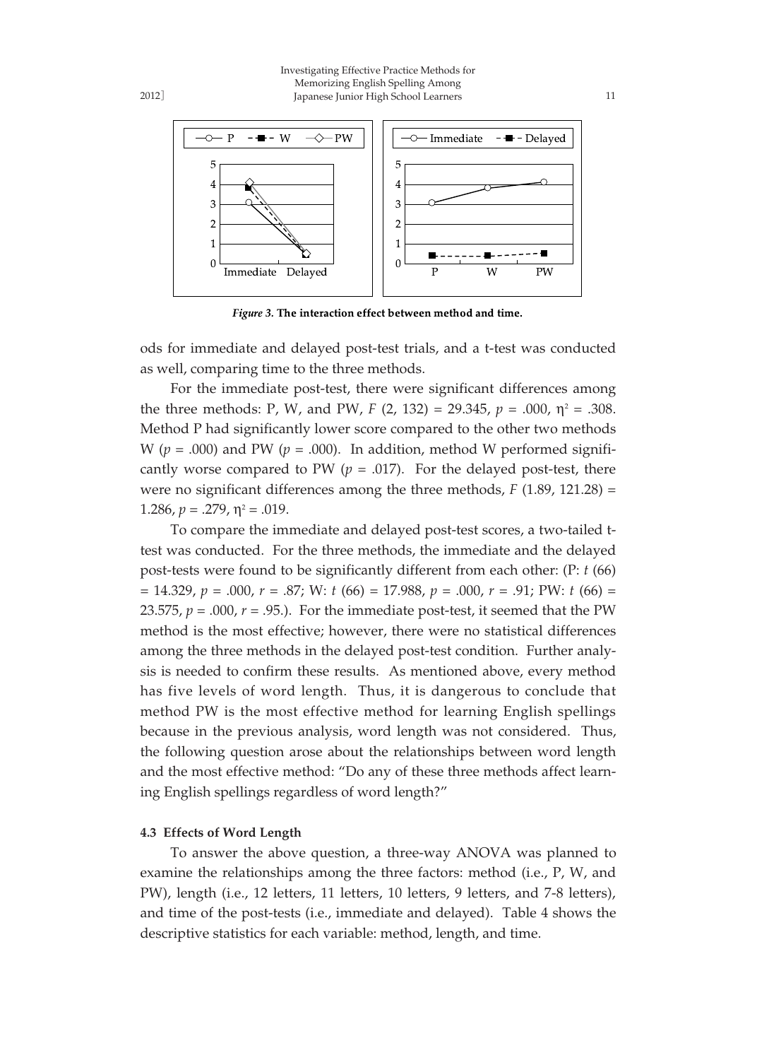*Figure 3.* **The interaction effect between method and time.**

ods for immediate and delayed post-test trials, and a t-test was conducted as well, comparing time to the three methods.

For the immediate post-test, there were significant differences among the three methods: P, W, and PW, $F$ (2, 132) = 29.345, $p$ = .000, $\eta^2$ = .308. Method P had significantly lower score compared to the other two methods W ($p$ = .000) and PW ($p$ = .000). In addition, method W performed significantly worse compared to PW ($p$ = .017). For the delayed post-test, there were no significant differences among the three methods, $F$ (1.89, 121.28) = 1.286, $p$ = .279, $\eta^2$ = .019.

To compare the immediate and delayed post-test scores, a two-tailed t-test was conducted. For the three methods, the immediate and the delayed post-tests were found to be significantly different from each other: (P: $t$ (66) = 14.329, $p$ = .000, $r$ = .87; W: $t$ (66) = 17.988, $p$ = .000, $r$ = .91; PW: $t$ (66) = 23.575, $p$ = .000, $r$ = .95.). For the immediate post-test, it seemed that the PW method is the most effective; however, there were no statistical differences among the three methods in the delayed post-test condition. Further analysis is needed to confirm these results. As mentioned above, every method has five levels of word length. Thus, it is dangerous to conclude that method PW is the most effective method for learning English spellings because in the previous analysis, word length was not considered. Thus, the following question arose about the relationships between word length and the most effective method: "Do any of these three methods affect learning English spellings regardless of word length?"

### 4.3 Effects of Word Length

To answer the above question, a three-way ANOVA was planned to examine the relationships among the three factors: method (i.e., P, W, and PW), length (i.e., 12 letters, 11 letters, 10 letters, 9 letters, and 7-8 letters), and time of the post-tests (i.e., immediate and delayed). Table 4 shows the descriptive statistics for each variable: method, length, and time.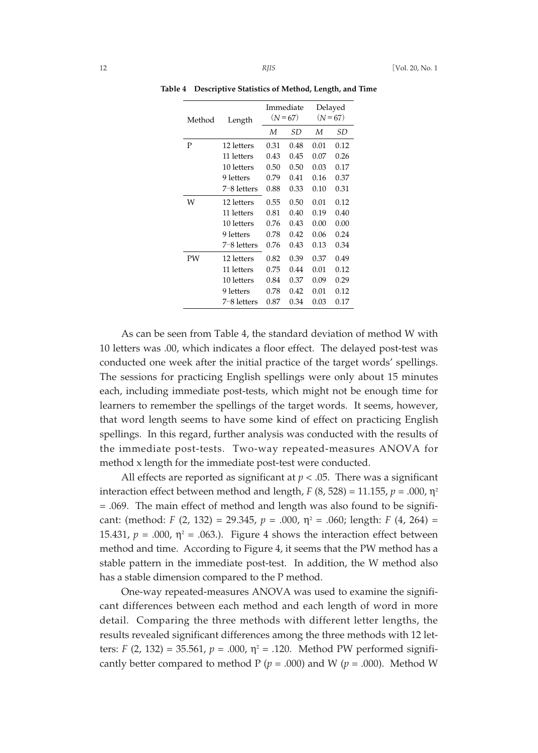**Table 4 Descriptive Statistics of Method, Length, and Time**

| Method | Length | Immediate ($N = 67$) | | Delayed ($N = 67$) | |
|---|---|---|---|---|---|
| | | *M* | *SD* | *M* | *SD* |
| P | 12 letters | 0.31 | 0.48 | 0.01 | 0.12 |
| | 11 letters | 0.43 | 0.45 | 0.07 | 0.26 |
| | 10 letters | 0.50 | 0.50 | 0.03 | 0.17 |
| | 9 letters | 0.79 | 0.41 | 0.16 | 0.37 |
| | 7–8 letters | 0.88 | 0.33 | 0.10 | 0.31 |
| W | 12 letters | 0.55 | 0.50 | 0.01 | 0.12 |
| | 11 letters | 0.81 | 0.40 | 0.19 | 0.40 |
| | 10 letters | 0.76 | 0.43 | 0.00 | 0.00 |
| | 9 letters | 0.78 | 0.42 | 0.06 | 0.24 |
| | 7–8 letters | 0.76 | 0.43 | 0.13 | 0.34 |
| PW | 12 letters | 0.82 | 0.39 | 0.37 | 0.49 |
| | 11 letters | 0.75 | 0.44 | 0.01 | 0.12 |
| | 10 letters | 0.84 | 0.37 | 0.09 | 0.29 |
| | 9 letters | 0.78 | 0.42 | 0.01 | 0.12 |
| | 7–8 letters | 0.87 | 0.34 | 0.03 | 0.17 |

As can be seen from Table 4, the standard deviation of method W with 10 letters was .00, which indicates a floor effect. The delayed post-test was conducted one week after the initial practice of the target words' spellings. The sessions for practicing English spellings were only about 15 minutes each, including immediate post-tests, which might not be enough time for learners to remember the spellings of the target words. It seems, however, that word length seems to have some kind of effect on practicing English spellings. In this regard, further analysis was conducted with the results of the immediate post-tests. Two-way repeated-measures ANOVA for method x length for the immediate post-test were conducted.

All effects are reported as significant at $p < .05$. There was a significant interaction effect between method and length, $F$ (8, 528) = 11.155, $p$ = .000, $\eta^2$ = .069. The main effect of method and length was also found to be significant: (method: $F$ (2, 132) = 29.345, $p$ = .000, $\eta^2$ = .060; length: $F$ (4, 264) = 15.431, $p$ = .000, $\eta^2$ = .063.). Figure 4 shows the interaction effect between method and time. According to Figure 4, it seems that the PW method has a stable pattern in the immediate post-test. In addition, the W method also has a stable dimension compared to the P method.

One-way repeated-measures ANOVA was used to examine the significant differences between each method and each length of word in more detail. Comparing the three methods with different letter lengths, the results revealed significant differences among the three methods with 12 letters: $F$ (2, 132) = 35.561, $p$ = .000, $\eta^2$ = .120. Method PW performed significantly better compared to method P ($p$ = .000) and W ($p$ = .000). Method W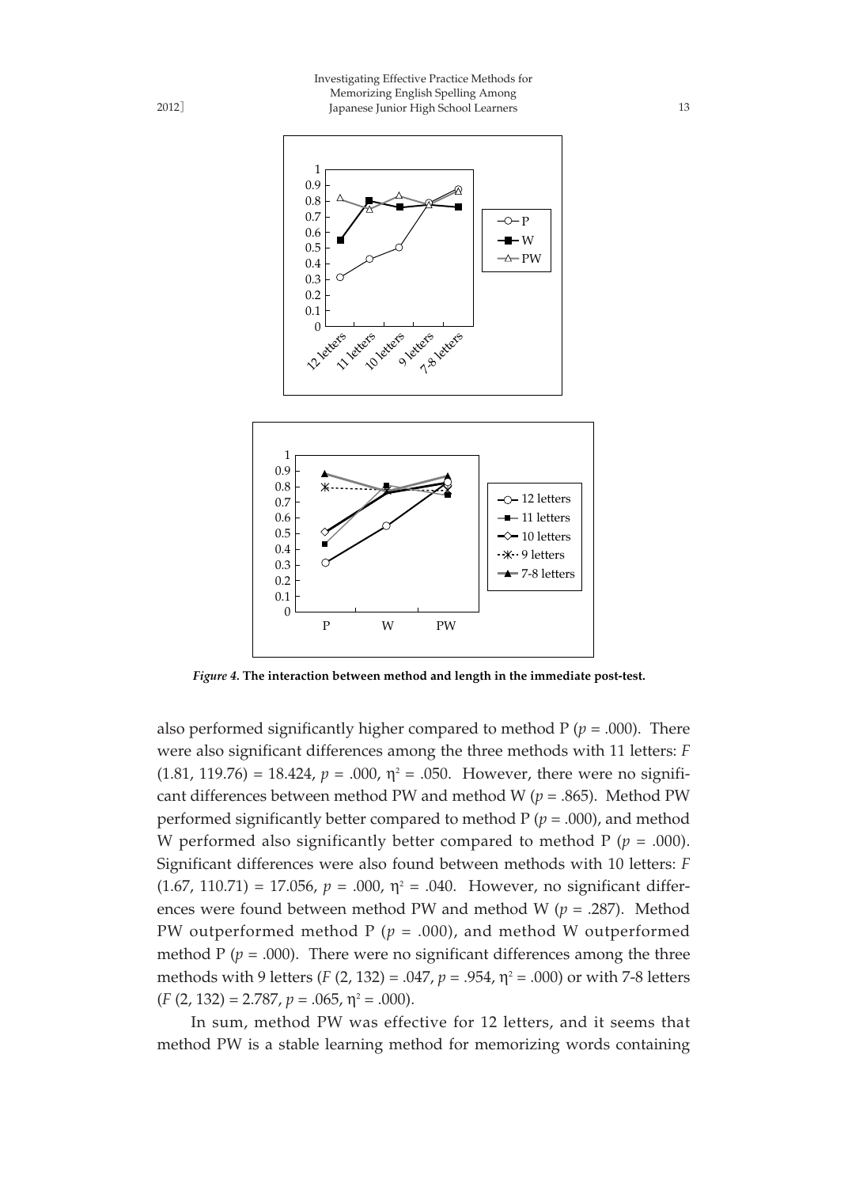*Figure 4.* **The interaction between method and length in the immediate post-test.**

also performed significantly higher compared to method P ($p$ = .000). There were also significant differences among the three methods with 11 letters: $F$ (1.81, 119.76) = 18.424, $p$ = .000, $\eta^2$ = .050. However, there were no significant differences between method PW and method W ($p$ = .865). Method PW performed significantly better compared to method P ($p$ = .000), and method W performed also significantly better compared to method P ($p$ = .000). Significant differences were also found between methods with 10 letters: $F$ (1.67, 110.71) = 17.056, $p$ = .000, $\eta^2$ = .040. However, no significant differences were found between method PW and method W ($p$ = .287). Method PW outperformed method P ($p$ = .000), and method W outperformed method P ($p$ = .000). There were no significant differences among the three methods with 9 letters ($F$ (2, 132) = .047, $p$ = .954, $\eta^2$ = .000) or with 7-8 letters ($F$ (2, 132) = 2.787, $p$ = .065, $\eta^2$ = .000).

In sum, method PW was effective for 12 letters, and it seems that method PW is a stable learning method for memorizing words containing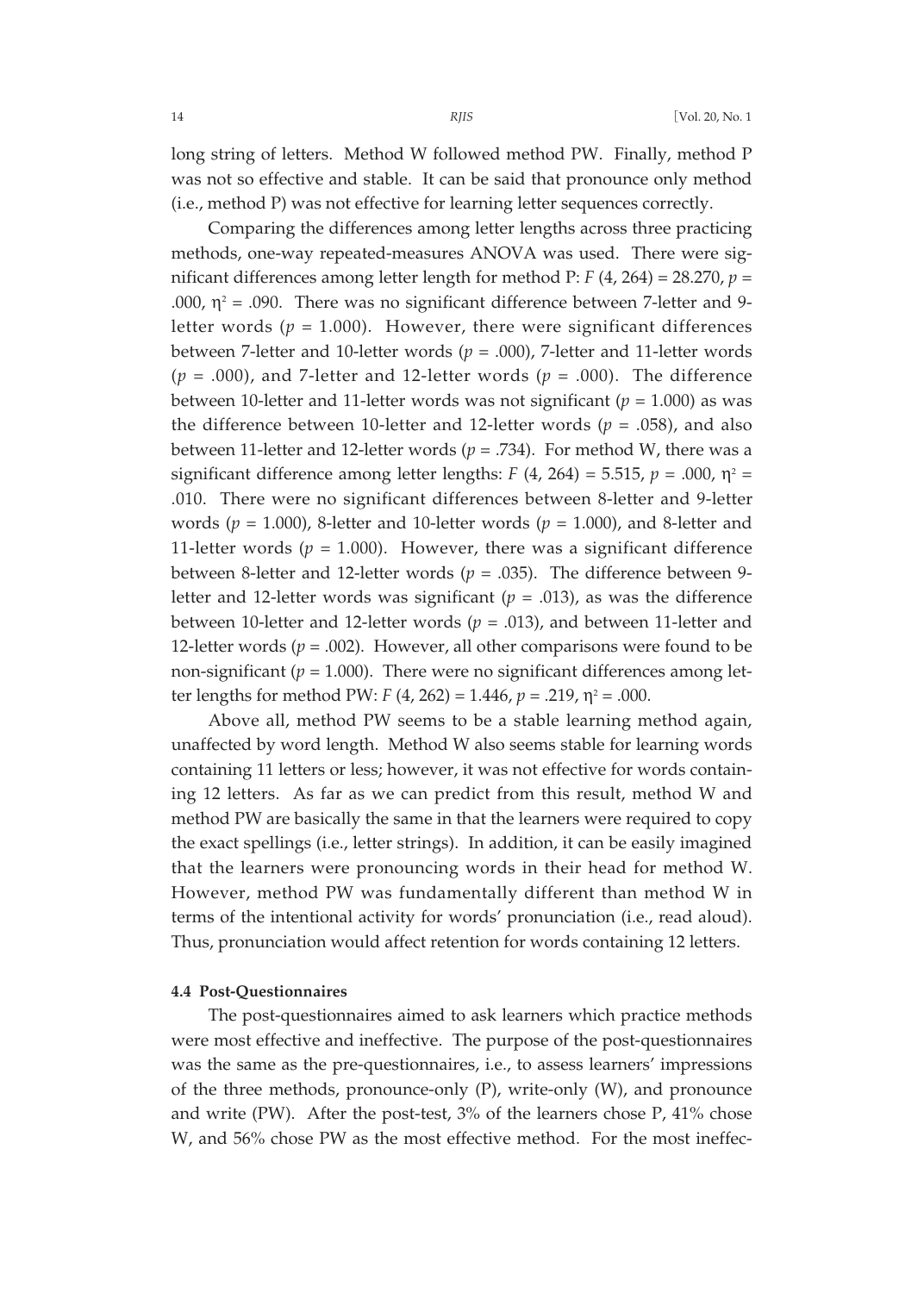long string of letters. Method W followed method PW. Finally, method P was not so effective and stable. It can be said that pronounce only method (i.e., method P) was not effective for learning letter sequences correctly.

Comparing the differences among letter lengths across three practicing methods, one-way repeated-measures ANOVA was used. There were significant differences among letter length for method P: $F$ (4, 264) = 28.270, $p$ = .000, $\eta^2$ = .090. There was no significant difference between 7-letter and 9-letter words ($p$ = 1.000). However, there were significant differences between 7-letter and 10-letter words ($p$ = .000), 7-letter and 11-letter words ($p$ = .000), and 7-letter and 12-letter words ($p$ = .000). The difference between 10-letter and 11-letter words was not significant ($p$ = 1.000) as was the difference between 10-letter and 12-letter words ($p$ = .058), and also between 11-letter and 12-letter words ($p$ = .734). For method W, there was a significant difference among letter lengths: $F$ (4, 264) = 5.515, $p$ = .000, $\eta^2$ = .010. There were no significant differences between 8-letter and 9-letter words ($p$ = 1.000), 8-letter and 10-letter words ($p$ = 1.000), and 8-letter and 11-letter words ($p$ = 1.000). However, there was a significant difference between 8-letter and 12-letter words ($p$ = .035). The difference between 9-letter and 12-letter words was significant ($p$ = .013), as was the difference between 10-letter and 12-letter words ($p$ = .013), and between 11-letter and 12-letter words ($p$ = .002). However, all other comparisons were found to be non-significant ($p$ = 1.000). There were no significant differences among letter lengths for method PW: $F$ (4, 262) = 1.446, $p$ = .219, $\eta^2$ = .000.

Above all, method PW seems to be a stable learning method again, unaffected by word length. Method W also seems stable for learning words containing 11 letters or less; however, it was not effective for words containing 12 letters. As far as we can predict from this result, method W and method PW are basically the same in that the learners were required to copy the exact spellings (i.e., letter strings). In addition, it can be easily imagined that the learners were pronouncing words in their head for method W. However, method PW was fundamentally different than method W in terms of the intentional activity for words' pronunciation (i.e., read aloud). Thus, pronunciation would affect retention for words containing 12 letters.

#### 4.4 Post-Questionnaires

The post-questionnaires aimed to ask learners which practice methods were most effective and ineffective. The purpose of the post-questionnaires was the same as the pre-questionnaires, i.e., to assess learners' impressions of the three methods, pronounce-only (P), write-only (W), and pronounce and write (PW). After the post-test, 3% of the learners chose P, 41% chose W, and 56% chose PW as the most effective method. For the most ineffec-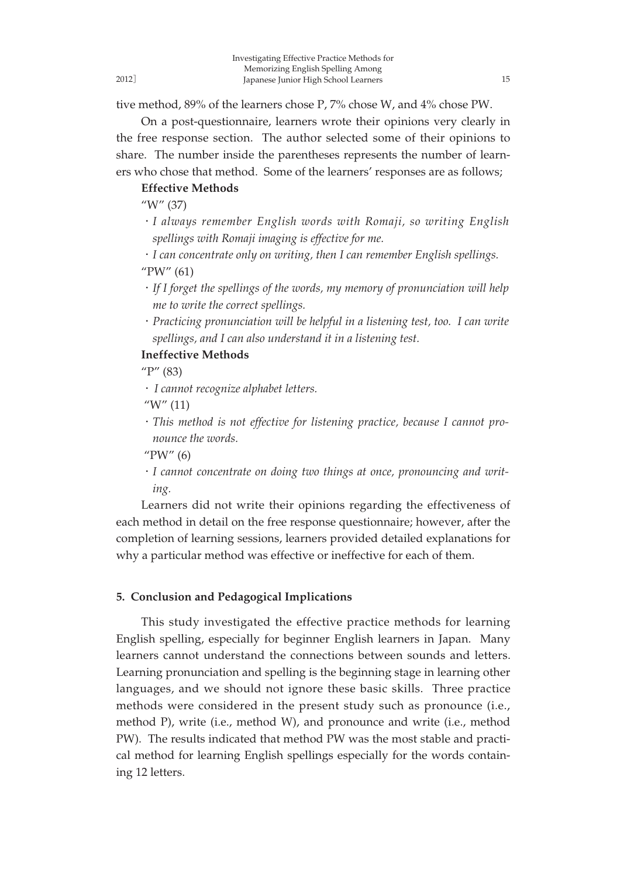tive method, 89% of the learners chose P, 7% chose W, and 4% chose PW.

On a post-questionnaire, learners wrote their opinions very clearly in the free response section. The author selected some of their opinions to share. The number inside the parentheses represents the number of learners who chose that method. Some of the learners' responses are as follows;

**Effective Methods**

"W" (37)

- *I always remember English words with Romaji, so writing English spellings with Romaji imaging is effective for me.*
- *I can concentrate only on writing, then I can remember English spellings.*

"PW" (61)

- *If I forget the spellings of the words, my memory of pronunciation will help me to write the correct spellings.*
- *Practicing pronunciation will be helpful in a listening test, too. I can write spellings, and I can also understand it in a listening test.*

**Ineffective Methods**

"P" (83)

- *I cannot recognize alphabet letters.*

"W" (11)

- *This method is not effective for listening practice, because I cannot pronounce the words.*

"PW" (6)

- *I cannot concentrate on doing two things at once, pronouncing and writing.*

Learners did not write their opinions regarding the effectiveness of each method in detail on the free response questionnaire; however, after the completion of learning sessions, learners provided detailed explanations for why a particular method was effective or ineffective for each of them.

## 5. Conclusion and Pedagogical Implications

This study investigated the effective practice methods for learning English spelling, especially for beginner English learners in Japan. Many learners cannot understand the connections between sounds and letters. Learning pronunciation and spelling is the beginning stage in learning other languages, and we should not ignore these basic skills. Three practice methods were considered in the present study such as pronounce (i.e., method P), write (i.e., method W), and pronounce and write (i.e., method PW). The results indicated that method PW was the most stable and practical method for learning English spellings especially for the words containing 12 letters.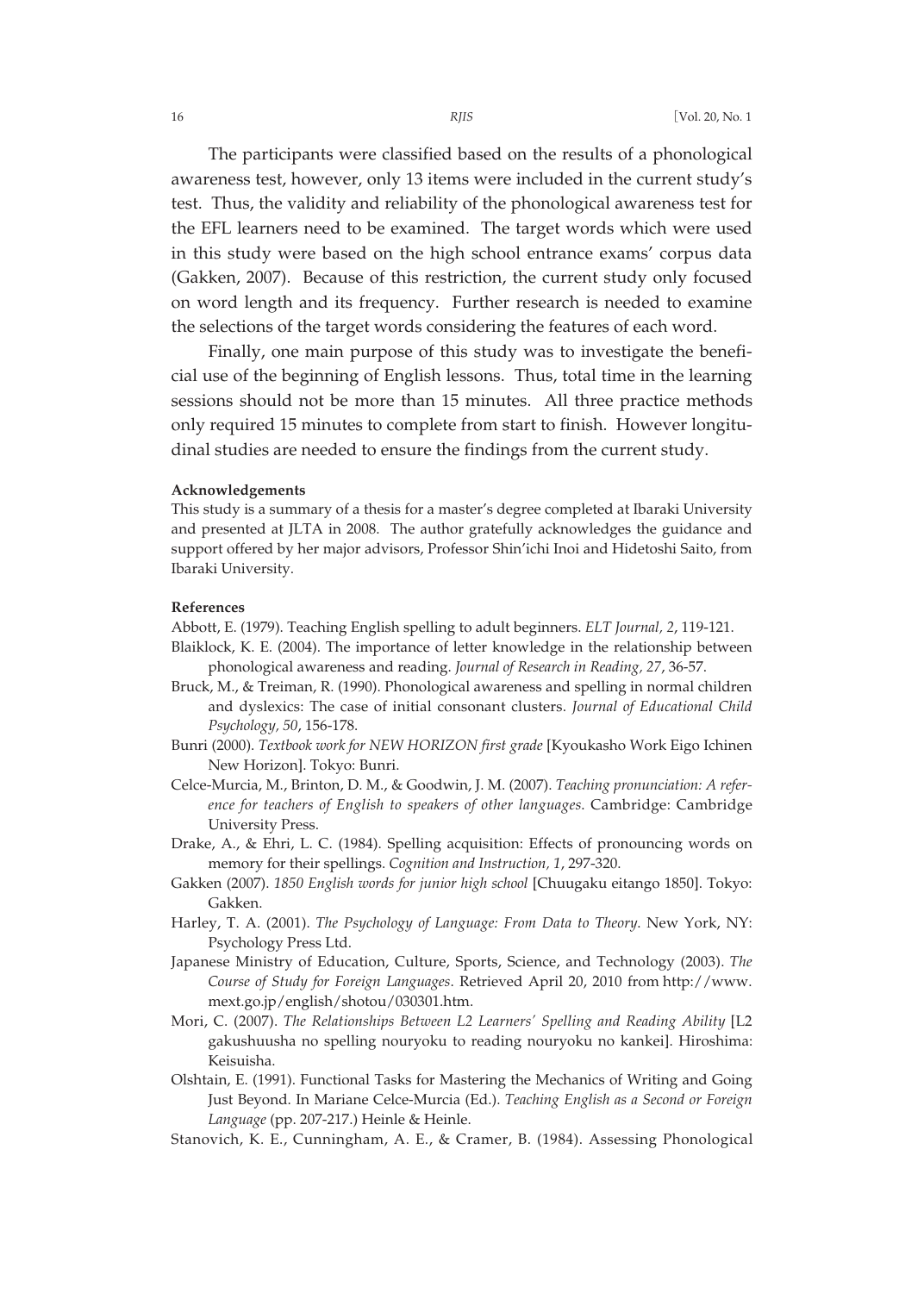The participants were classified based on the results of a phonological awareness test, however, only 13 items were included in the current study's test. Thus, the validity and reliability of the phonological awareness test for the EFL learners need to be examined. The target words which were used in this study were based on the high school entrance exams' corpus data (Gakken, 2007). Because of this restriction, the current study only focused on word length and its frequency. Further research is needed to examine the selections of the target words considering the features of each word.

Finally, one main purpose of this study was to investigate the beneficial use of the beginning of English lessons. Thus, total time in the learning sessions should not be more than 15 minutes. All three practice methods only required 15 minutes to complete from start to finish. However longitudinal studies are needed to ensure the findings from the current study.

#### Acknowledgements

This study is a summary of a thesis for a master's degree completed at Ibaraki University and presented at JLTA in 2008. The author gratefully acknowledges the guidance and support offered by her major advisors, Professor Shin'ichi Inoi and Hidetoshi Saito, from Ibaraki University.

#### References

Abbott, E. (1979). Teaching English spelling to adult beginners. *ELT Journal, 2*, 119-121.

Blaiklock, K. E. (2004). The importance of letter knowledge in the relationship between phonological awareness and reading. *Journal of Research in Reading, 27*, 36-57.

Bruck, M., & Treiman, R. (1990). Phonological awareness and spelling in normal children and dyslexics: The case of initial consonant clusters. *Journal of Educational Child Psychology, 50*, 156-178.

Bunri (2000). *Textbook work for NEW HORIZON first grade* [Kyoukasho Work Eigo Ichinen New Horizon]. Tokyo: Bunri.

Celce-Murcia, M., Brinton, D. M., & Goodwin, J. M. (2007). *Teaching pronunciation: A reference for teachers of English to speakers of other languages*. Cambridge: Cambridge University Press.

Drake, A., & Ehri, L. C. (1984). Spelling acquisition: Effects of pronouncing words on memory for their spellings. *Cognition and Instruction, 1*, 297-320.

Gakken (2007). *1850 English words for junior high school* [Chuugaku eitango 1850]. Tokyo: Gakken.

Harley, T. A. (2001). *The Psychology of Language: From Data to Theory*. New York, NY: Psychology Press Ltd.

Japanese Ministry of Education, Culture, Sports, Science, and Technology (2003). *The Course of Study for Foreign Languages*. Retrieved April 20, 2010 from http://www.mext.go.jp/english/shotou/030301.htm.

Mori, C. (2007). *The Relationships Between L2 Learners' Spelling and Reading Ability* [L2 gakushuusha no spelling nouryoku to reading nouryoku no kankei]. Hiroshima: Keisuisha.

Olshtain, E. (1991). Functional Tasks for Mastering the Mechanics of Writing and Going Just Beyond. In Mariane Celce-Murcia (Ed.). *Teaching English as a Second or Foreign Language* (pp. 207-217.) Heinle & Heinle.

Stanovich, K. E., Cunningham, A. E., & Cramer, B. (1984). Assessing Phonological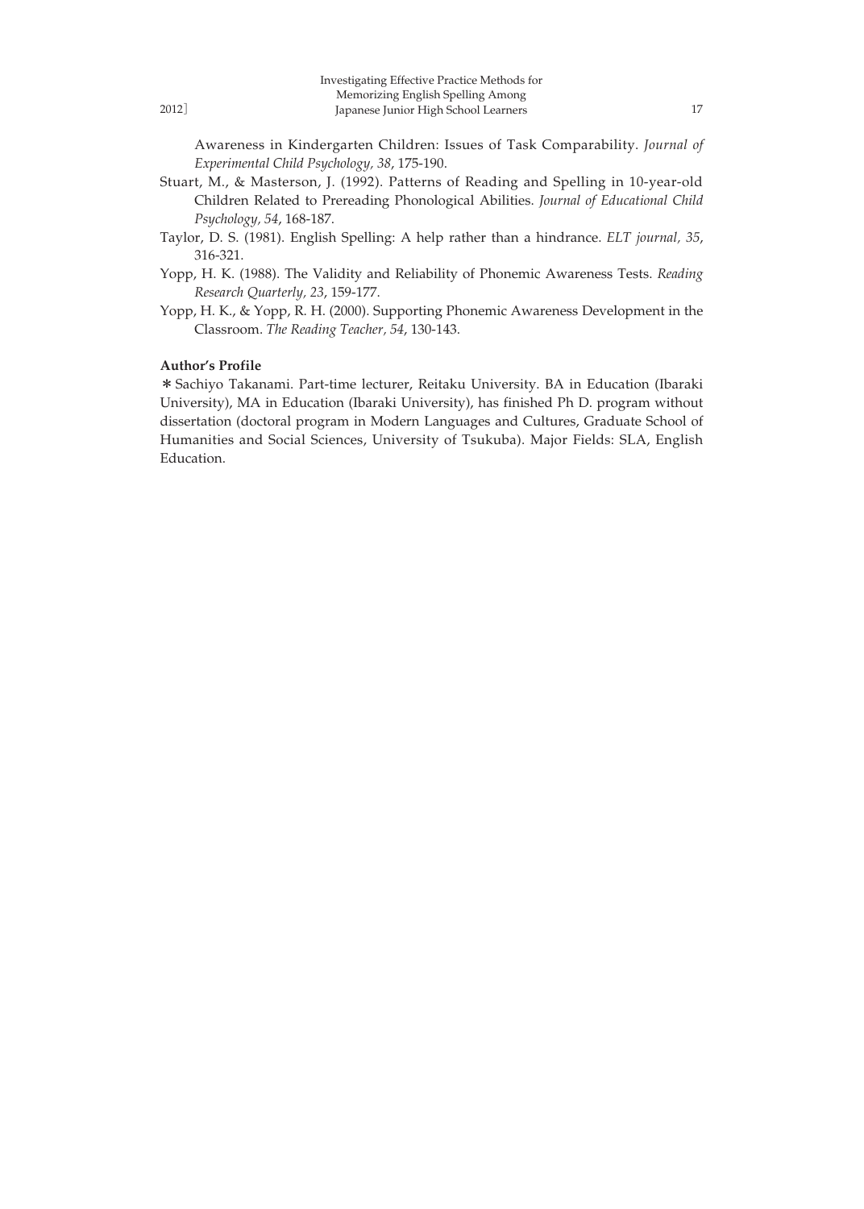Awareness in Kindergarten Children: Issues of Task Comparability. *Journal of Experimental Child Psychology, 38*, 175-190.

Stuart, M., & Masterson, J. (1992). Patterns of Reading and Spelling in 10-year-old Children Related to Prereading Phonological Abilities. *Journal of Educational Child Psychology, 54*, 168-187.

Taylor, D. S. (1981). English Spelling: A help rather than a hindrance. *ELT journal, 35*, 316-321.

Yopp, H. K. (1988). The Validity and Reliability of Phonemic Awareness Tests. *Reading Research Quarterly, 23*, 159-177.

Yopp, H. K., & Yopp, R. H. (2000). Supporting Phonemic Awareness Development in the Classroom. *The Reading Teacher, 54*, 130-143.

**Author's Profile**

＊Sachiyo Takanami. Part-time lecturer, Reitaku University. BA in Education (Ibaraki University), MA in Education (Ibaraki University), has finished Ph D. program without dissertation (doctoral program in Modern Languages and Cultures, Graduate School of Humanities and Social Sciences, University of Tsukuba). Major Fields: SLA, English Education.